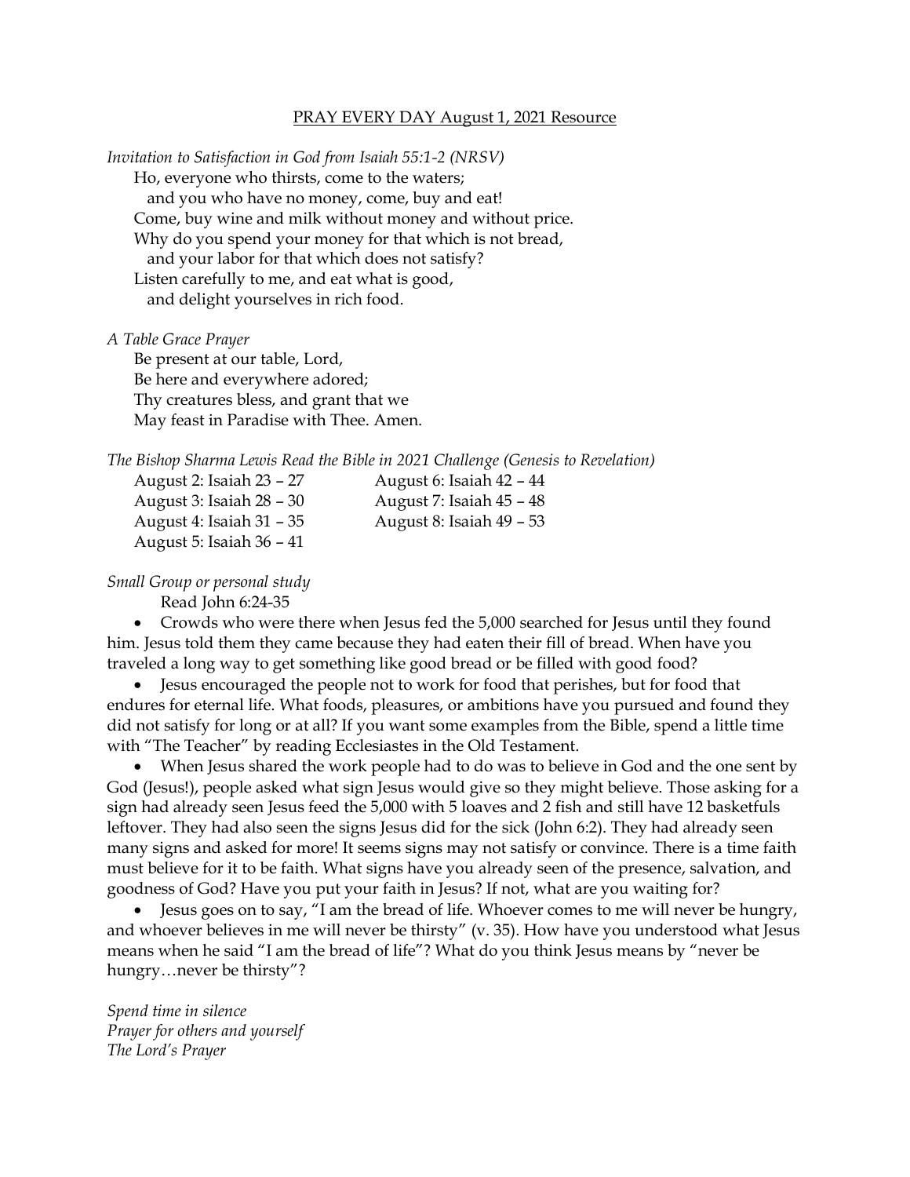# PRAY EVERY DAY August 1, 2021 Resource

*Invitation to Satisfaction in God from Isaiah 55:1-2 (NRSV)*

Ho, everyone who thirsts, come to the waters;
  and you who have no money, come, buy and eat!
Come, buy wine and milk without money and without price.
Why do you spend your money for that which is not bread,
  and your labor for that which does not satisfy?
Listen carefully to me, and eat what is good,
  and delight yourselves in rich food.

*A Table Grace Prayer*

Be present at our table, Lord,
Be here and everywhere adored;
Thy creatures bless, and grant that we
May feast in Paradise with Thee. Amen.

*The Bishop Sharma Lewis Read the Bible in 2021 Challenge (Genesis to Revelation)*

August 2: Isaiah 23 – 27
August 3: Isaiah 28 – 30
August 4: Isaiah 31 – 35
August 5: Isaiah 36 – 41
August 6: Isaiah 42 – 44
August 7: Isaiah 45 – 48
August 8: Isaiah 49 – 53

*Small Group or personal study*

Read John 6:24-35

- Crowds who were there when Jesus fed the 5,000 searched for Jesus until they found him. Jesus told them they came because they had eaten their fill of bread. When have you traveled a long way to get something like good bread or be filled with good food?
- Jesus encouraged the people not to work for food that perishes, but for food that endures for eternal life. What foods, pleasures, or ambitions have you pursued and found they did not satisfy for long or at all? If you want some examples from the Bible, spend a little time with "The Teacher" by reading Ecclesiastes in the Old Testament.
- When Jesus shared the work people had to do was to believe in God and the one sent by God (Jesus!), people asked what sign Jesus would give so they might believe. Those asking for a sign had already seen Jesus feed the 5,000 with 5 loaves and 2 fish and still have 12 basketfuls leftover. They had also seen the signs Jesus did for the sick (John 6:2). They had already seen many signs and asked for more! It seems signs may not satisfy or convince. There is a time faith must believe for it to be faith. What signs have you already seen of the presence, salvation, and goodness of God? Have you put your faith in Jesus? If not, what are you waiting for?
- Jesus goes on to say, "I am the bread of life. Whoever comes to me will never be hungry, and whoever believes in me will never be thirsty" (v. 35). How have you understood what Jesus means when he said "I am the bread of life"? What do you think Jesus means by "never be hungry…never be thirsty"?

*Spend time in silence*
*Prayer for others and yourself*
*The Lord's Prayer*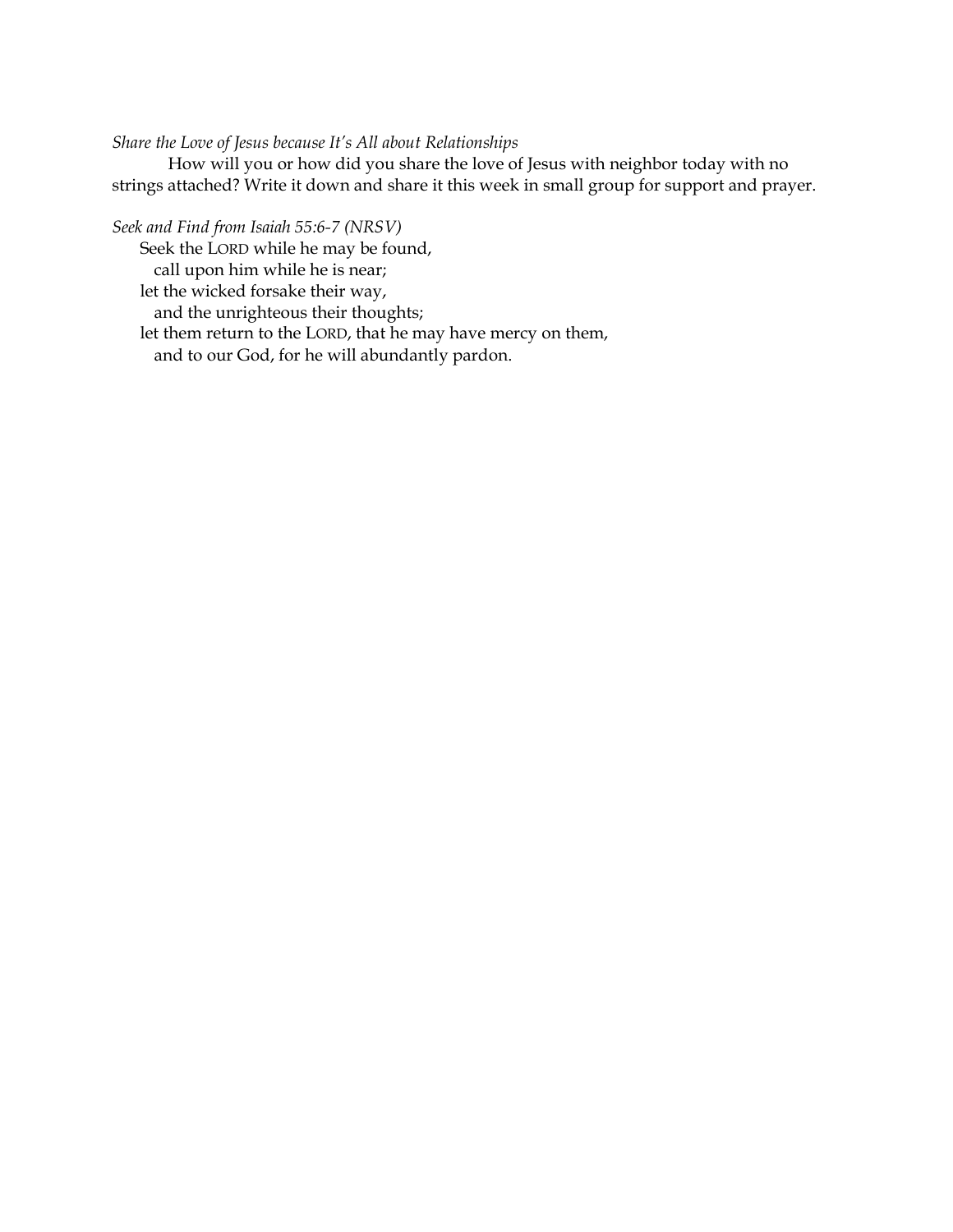*Share the Love of Jesus because It's All about Relationships*

How will you or how did you share the love of Jesus with neighbor today with no strings attached? Write it down and share it this week in small group for support and prayer.

*Seek and Find from Isaiah 55:6-7 (NRSV)*

Seek the LORD while he may be found,
call upon him while he is near;
let the wicked forsake their way,
and the unrighteous their thoughts;
let them return to the LORD, that he may have mercy on them,
and to our God, for he will abundantly pardon.